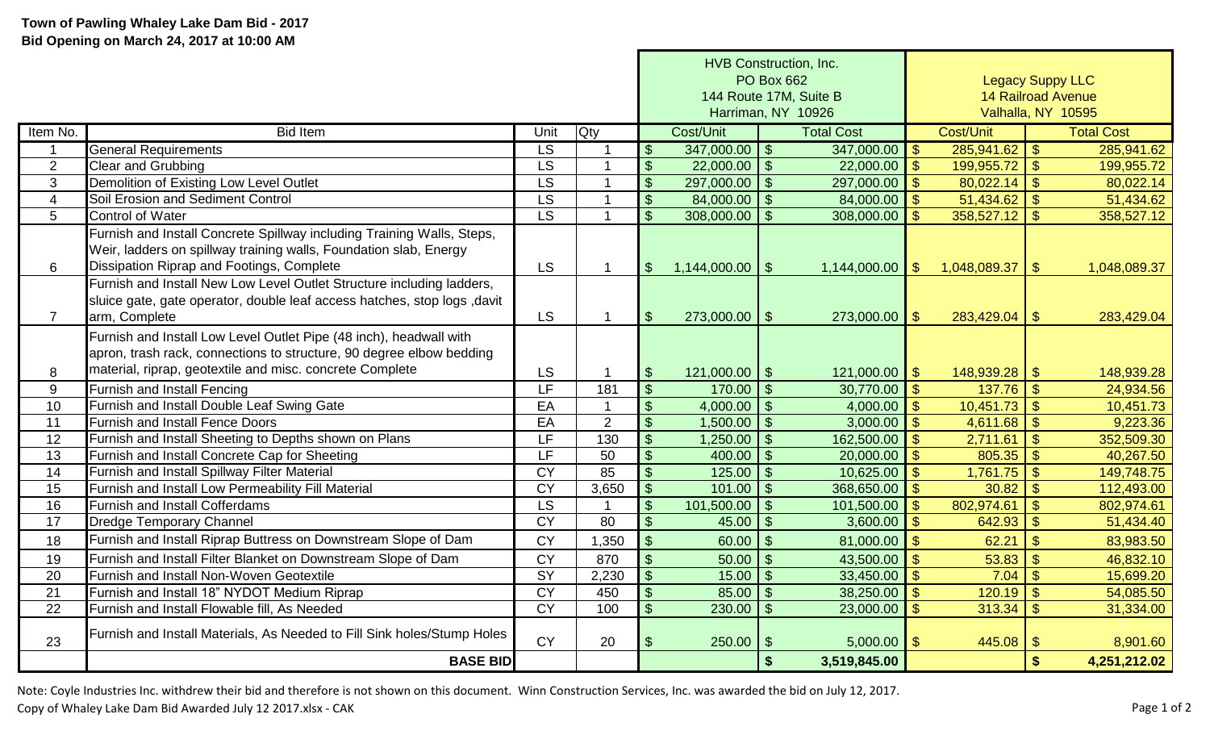**Town of Pawling Whaley Lake Dam Bid - 2017**
**Bid Opening on March 24, 2017 at 10:00 AM**

| | | | | HVB Construction, Inc. PO Box 662 144 Route 17M, Suite B Harriman, NY 10926 | | Legacy Suppy LLC 14 Railroad Avenue Valhalla, NY 10595 | |
|---|---|---|---|---|---|---|---|
| Item No. | Bid Item | Unit | Qty | Cost/Unit | Total Cost | Cost/Unit | Total Cost |
| 1 | General Requirements | LS | 1 | $ 347,000.00 | $ 347,000.00 | $ 285,941.62 | $ 285,941.62 |
| 2 | Clear and Grubbing | LS | 1 | $ 22,000.00 | $ 22,000.00 | $ 199,955.72 | $ 199,955.72 |
| 3 | Demolition of Existing Low Level Outlet | LS | 1 | $ 297,000.00 | $ 297,000.00 | $ 80,022.14 | $ 80,022.14 |
| 4 | Soil Erosion and Sediment Control | LS | 1 | $ 84,000.00 | $ 84,000.00 | $ 51,434.62 | $ 51,434.62 |
| 5 | Control of Water | LS | 1 | $ 308,000.00 | $ 308,000.00 | $ 358,527.12 | $ 358,527.12 |
| 6 | Furnish and Install Concrete Spillway including Training Walls, Steps, Weir, ladders on spillway training walls, Foundation slab, Energy Dissipation Riprap and Footings, Complete | LS | 1 | $ 1,144,000.00 | $ 1,144,000.00 | $ 1,048,089.37 | $ 1,048,089.37 |
| 7 | Furnish and Install New Low Level Outlet Structure including ladders, sluice gate, gate operator, double leaf access hatches, stop logs ,davit arm, Complete | LS | 1 | $ 273,000.00 | $ 273,000.00 | $ 283,429.04 | $ 283,429.04 |
| 8 | Furnish and Install Low Level Outlet Pipe (48 inch), headwall with apron, trash rack, connections to structure, 90 degree elbow bedding material, riprap, geotextile and misc. concrete Complete | LS | 1 | $ 121,000.00 | $ 121,000.00 | $ 148,939.28 | $ 148,939.28 |
| 9 | Furnish and Install Fencing | LF | 181 | $ 170.00 | $ 30,770.00 | $ 137.76 | $ 24,934.56 |
| 10 | Furnish and Install Double Leaf Swing Gate | EA | 1 | $ 4,000.00 | $ 4,000.00 | $ 10,451.73 | $ 10,451.73 |
| 11 | Furnish and Install Fence Doors | EA | 2 | $ 1,500.00 | $ 3,000.00 | $ 4,611.68 | $ 9,223.36 |
| 12 | Furnish and Install Sheeting to Depths shown on Plans | LF | 130 | $ 1,250.00 | $ 162,500.00 | $ 2,711.61 | $ 352,509.30 |
| 13 | Furnish and Install Concrete Cap for Sheeting | LF | 50 | $ 400.00 | $ 20,000.00 | $ 805.35 | $ 40,267.50 |
| 14 | Furnish and Install Spillway Filter Material | CY | 85 | $ 125.00 | $ 10,625.00 | $ 1,761.75 | $ 149,748.75 |
| 15 | Furnish and Install Low Permeability Fill Material | CY | 3,650 | $ 101.00 | $ 368,650.00 | $ 30.82 | $ 112,493.00 |
| 16 | Furnish and Install Cofferdams | LS | 1 | $ 101,500.00 | $ 101,500.00 | $ 802,974.61 | $ 802,974.61 |
| 17 | Dredge Temporary Channel | CY | 80 | $ 45.00 | $ 3,600.00 | $ 642.93 | $ 51,434.40 |
| 18 | Furnish and Install Riprap Buttress on Downstream Slope of Dam | CY | 1,350 | $ 60.00 | $ 81,000.00 | $ 62.21 | $ 83,983.50 |
| 19 | Furnish and Install Filter Blanket on Downstream Slope of Dam | CY | 870 | $ 50.00 | $ 43,500.00 | $ 53.83 | $ 46,832.10 |
| 20 | Furnish and Install Non-Woven Geotextile | SY | 2,230 | $ 15.00 | $ 33,450.00 | $ 7.04 | $ 15,699.20 |
| 21 | Furnish and Install 18" NYDOT Medium Riprap | CY | 450 | $ 85.00 | $ 38,250.00 | $ 120.19 | $ 54,085.50 |
| 22 | Furnish and Install Flowable fill, As Needed | CY | 100 | $ 230.00 | $ 23,000.00 | $ 313.34 | $ 31,334.00 |
| 23 | Furnish and Install Materials, As Needed to Fill Sink holes/Stump Holes | CY | 20 | $ 250.00 | $ 5,000.00 | $ 445.08 | $ 8,901.60 |
| | **BASE BID** | | | | **$ 3,519,845.00** | | **$ 4,251,212.02** |

Note: Coyle Industries Inc. withdrew their bid and therefore is not shown on this document. Winn Construction Services, Inc. was awarded the bid on July 12, 2017.

Copy of Whaley Lake Dam Bid Awarded July 12 2017.xlsx - CAK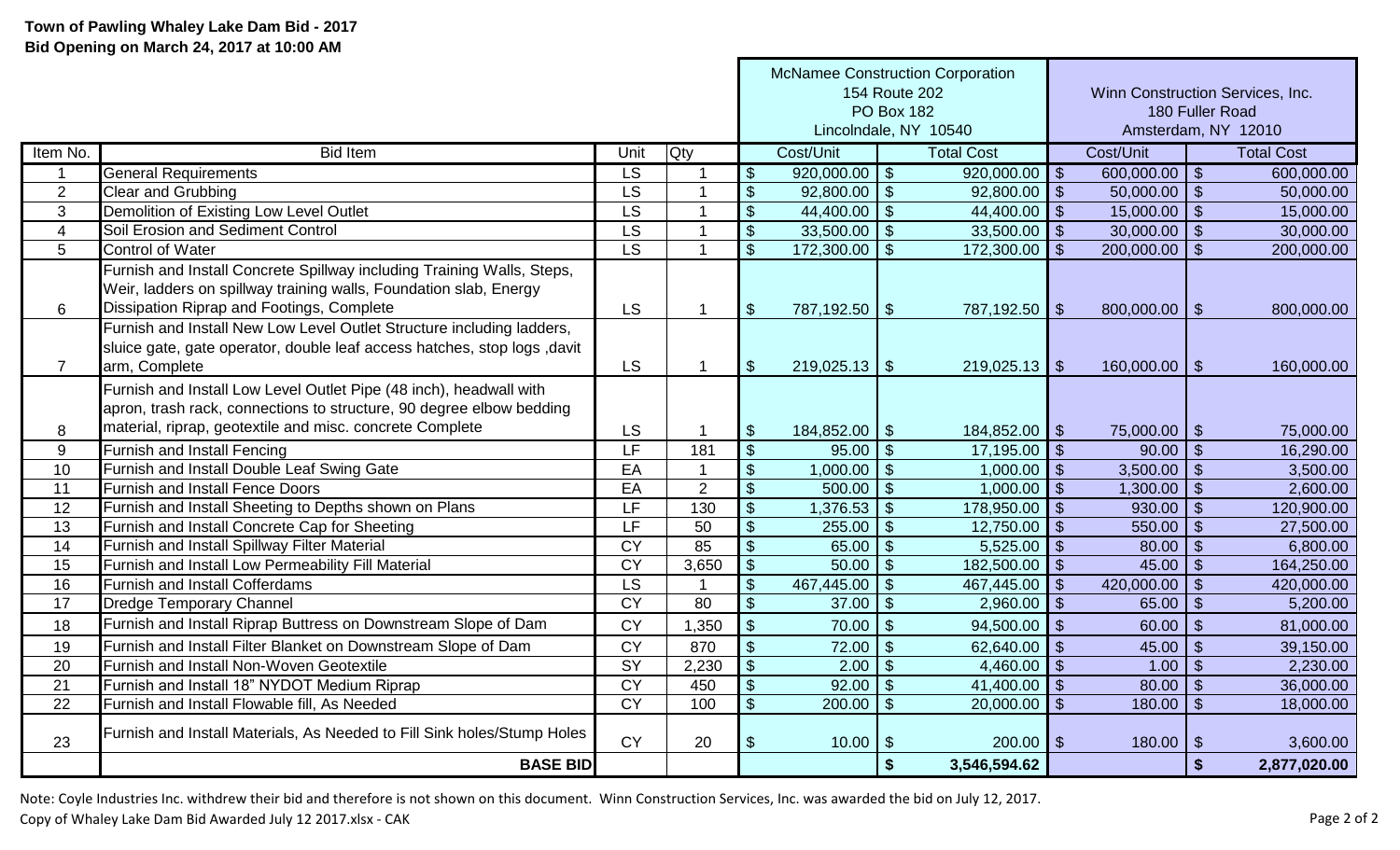**Town of Pawling Whaley Lake Dam Bid - 2017**
**Bid Opening on March 24, 2017 at 10:00 AM**

| | | | | McNamee Construction Corporation 154 Route 202 PO Box 182 Lincolndale, NY 10540 | | Winn Construction Services, Inc. 180 Fuller Road Amsterdam, NY 12010 | |
|---|---|---|---|---|---|---|---|
| Item No. | Bid Item | Unit | Qty | Cost/Unit | Total Cost | Cost/Unit | Total Cost |
| 1 | General Requirements | LS | 1 | $ 920,000.00 | $ 920,000.00 | $ 600,000.00 | $ 600,000.00 |
| 2 | Clear and Grubbing | LS | 1 | $ 92,800.00 | $ 92,800.00 | $ 50,000.00 | $ 50,000.00 |
| 3 | Demolition of Existing Low Level Outlet | LS | 1 | $ 44,400.00 | $ 44,400.00 | $ 15,000.00 | $ 15,000.00 |
| 4 | Soil Erosion and Sediment Control | LS | 1 | $ 33,500.00 | $ 33,500.00 | $ 30,000.00 | $ 30,000.00 |
| 5 | Control of Water | LS | 1 | $ 172,300.00 | $ 172,300.00 | $ 200,000.00 | $ 200,000.00 |
| 6 | Furnish and Install Concrete Spillway including Training Walls, Steps, Weir, ladders on spillway training walls, Foundation slab, Energy Dissipation Riprap and Footings, Complete | LS | 1 | $ 787,192.50 | $ 787,192.50 | $ 800,000.00 | $ 800,000.00 |
| 7 | Furnish and Install New Low Level Outlet Structure including ladders, sluice gate, gate operator, double leaf access hatches, stop logs ,davit arm, Complete | LS | 1 | $ 219,025.13 | $ 219,025.13 | $ 160,000.00 | $ 160,000.00 |
| 8 | Furnish and Install Low Level Outlet Pipe (48 inch), headwall with apron, trash rack, connections to structure, 90 degree elbow bedding material, riprap, geotextile and misc. concrete Complete | LS | 1 | $ 184,852.00 | $ 184,852.00 | $ 75,000.00 | $ 75,000.00 |
| 9 | Furnish and Install Fencing | LF | 181 | $ 95.00 | $ 17,195.00 | $ 90.00 | $ 16,290.00 |
| 10 | Furnish and Install Double Leaf Swing Gate | EA | 1 | $ 1,000.00 | $ 1,000.00 | $ 3,500.00 | $ 3,500.00 |
| 11 | Furnish and Install Fence Doors | EA | 2 | $ 500.00 | $ 1,000.00 | $ 1,300.00 | $ 2,600.00 |
| 12 | Furnish and Install Sheeting to Depths shown on Plans | LF | 130 | $ 1,376.53 | $ 178,950.00 | $ 930.00 | $ 120,900.00 |
| 13 | Furnish and Install Concrete Cap for Sheeting | LF | 50 | $ 255.00 | $ 12,750.00 | $ 550.00 | $ 27,500.00 |
| 14 | Furnish and Install Spillway Filter Material | CY | 85 | $ 65.00 | $ 5,525.00 | $ 80.00 | $ 6,800.00 |
| 15 | Furnish and Install Low Permeability Fill Material | CY | 3,650 | $ 50.00 | $ 182,500.00 | $ 45.00 | $ 164,250.00 |
| 16 | Furnish and Install Cofferdams | LS | 1 | $ 467,445.00 | $ 467,445.00 | $ 420,000.00 | $ 420,000.00 |
| 17 | Dredge Temporary Channel | CY | 80 | $ 37.00 | $ 2,960.00 | $ 65.00 | $ 5,200.00 |
| 18 | Furnish and Install Riprap Buttress on Downstream Slope of Dam | CY | 1,350 | $ 70.00 | $ 94,500.00 | $ 60.00 | $ 81,000.00 |
| 19 | Furnish and Install Filter Blanket on Downstream Slope of Dam | CY | 870 | $ 72.00 | $ 62,640.00 | $ 45.00 | $ 39,150.00 |
| 20 | Furnish and Install Non-Woven Geotextile | SY | 2,230 | $ 2.00 | $ 4,460.00 | $ 1.00 | $ 2,230.00 |
| 21 | Furnish and Install 18" NYDOT Medium Riprap | CY | 450 | $ 92.00 | $ 41,400.00 | $ 80.00 | $ 36,000.00 |
| 22 | Furnish and Install Flowable fill, As Needed | CY | 100 | $ 200.00 | $ 20,000.00 | $ 180.00 | $ 18,000.00 |
| 23 | Furnish and Install Materials, As Needed to Fill Sink holes/Stump Holes | CY | 20 | $ 10.00 | $ 200.00 | $ 180.00 | $ 3,600.00 |
| | **BASE BID** | | | | **$ 3,546,594.62** | | **$ 2,877,020.00** |

Note: Coyle Industries Inc. withdrew their bid and therefore is not shown on this document. Winn Construction Services, Inc. was awarded the bid on July 12, 2017.

Copy of Whaley Lake Dam Bid Awarded July 12 2017.xlsx - CAK